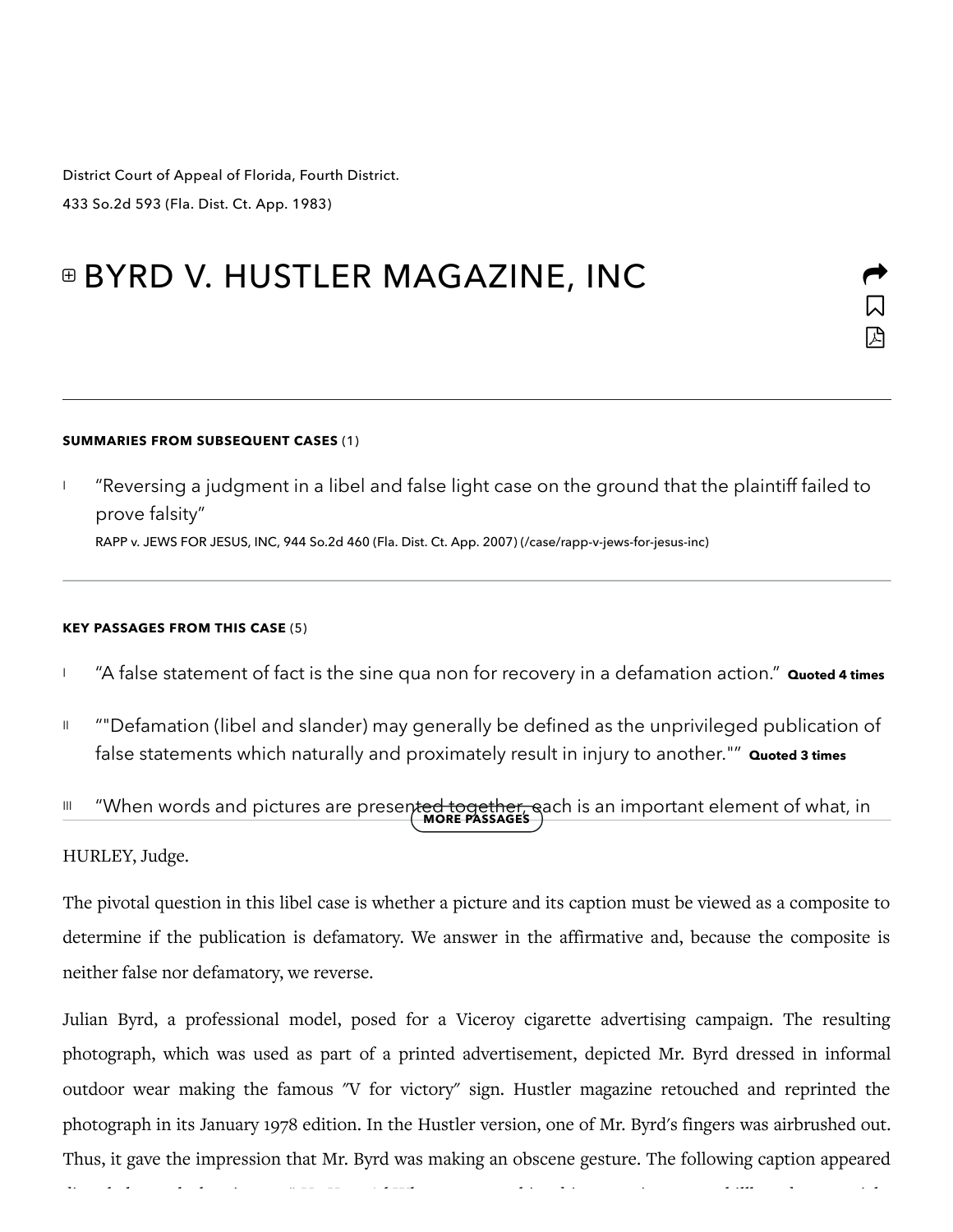District Court of Appeal of Florida, Fourth District.

433 So.2d 593 (Fla. Dist. Ct. App. 1983)

# BYRD V. HUSTLER MAGAZINE, INC

**SUMMARIES FROM SUBSEQUENT CASES** (1)

I “Reversing a judgment in a libel and false light case on the ground that the plaintiff failed to prove falsity”

RAPP v. JEWS FOR JESUS, INC, 944 So.2d 460 (Fla. Dist. Ct. App. 2007) (/case/rapp-v-jews-for-jesus-inc)

**KEY PASSAGES FROM THIS CASE** (5)

I “A false statement of fact is the sine qua non for recovery in a defamation action.” **Quoted 4 times**

II “"Defamation (libel and slander) may generally be defined as the unprivileged publication of false statements which naturally and proximately result in injury to another."” **Quoted 3 times**

III “When words and pictures are presented together, each is an important element of what, in

**MORE PASSAGES**

HURLEY, Judge.

The pivotal question in this libel case is whether a picture and its caption must be viewed as a composite to determine if the publication is defamatory. We answer in the affirmative and, because the composite is neither false nor defamatory, we reverse.

Julian Byrd, a professional model, posed for a Viceroy cigarette advertising campaign. The resulting photograph, which was used as part of a printed advertisement, depicted Mr. Byrd dressed in informal outdoor wear making the famous "V for victory" sign. Hustler magazine retouched and reprinted the photograph in its January 1978 edition. In the Hustler version, one of Mr. Byrd's fingers was airbrushed out. Thus, it gave the impression that Mr. Byrd was making an obscene gesture. The following caption appeared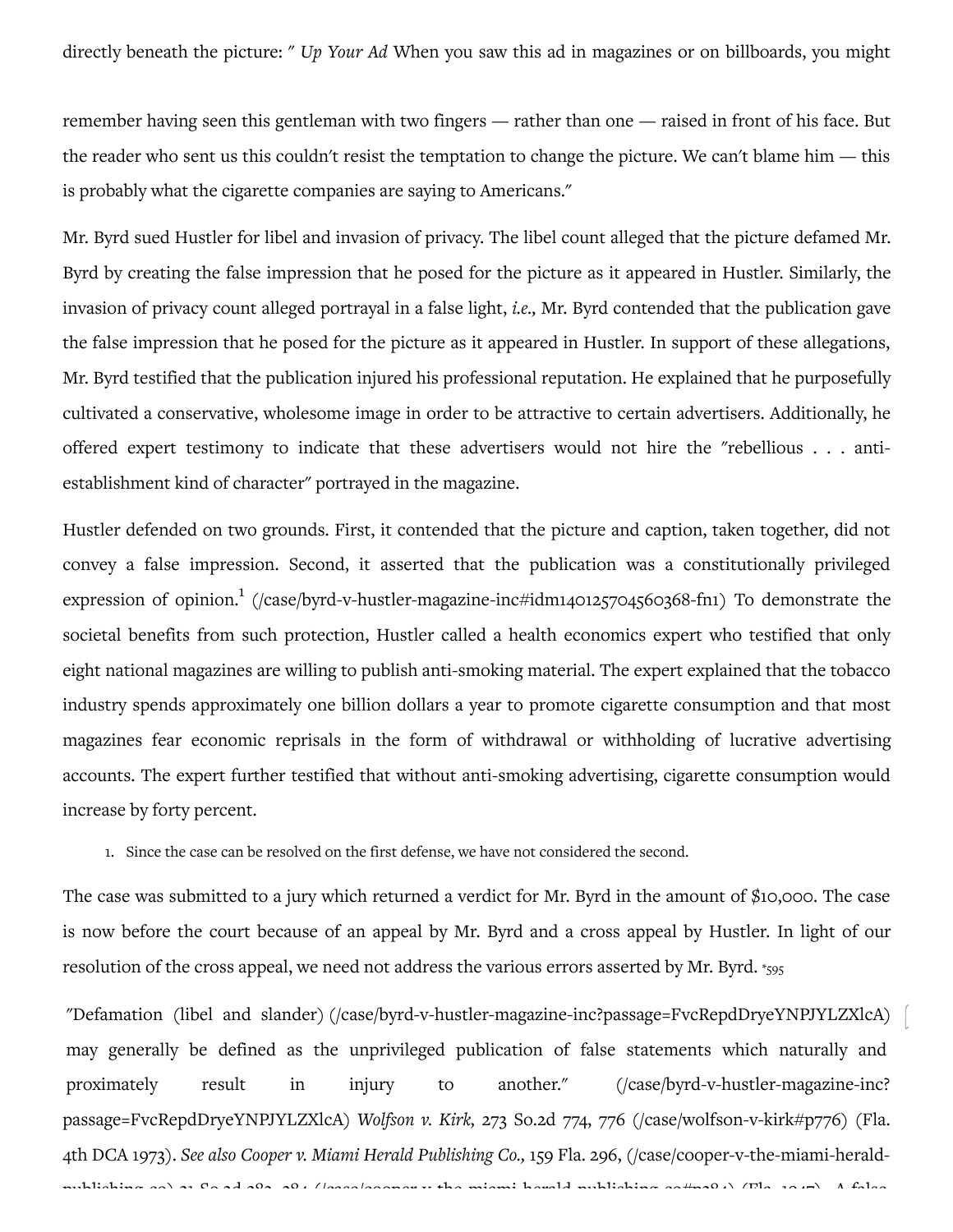directly beneath the picture: " *Up Your Ad* When you saw this ad in magazines or on billboards, you might remember having seen this gentleman with two fingers — rather than one — raised in front of his face. But the reader who sent us this couldn't resist the temptation to change the picture. We can't blame him — this is probably what the cigarette companies are saying to Americans."

Mr. Byrd sued Hustler for libel and invasion of privacy. The libel count alleged that the picture defamed Mr. Byrd by creating the false impression that he posed for the picture as it appeared in Hustler. Similarly, the invasion of privacy count alleged portrayal in a false light, *i.e.,* Mr. Byrd contended that the publication gave the false impression that he posed for the picture as it appeared in Hustler. In support of these allegations, Mr. Byrd testified that the publication injured his professional reputation. He explained that he purposefully cultivated a conservative, wholesome image in order to be attractive to certain advertisers. Additionally, he offered expert testimony to indicate that these advertisers would not hire the "rebellious . . . anti-establishment kind of character" portrayed in the magazine.

Hustler defended on two grounds. First, it contended that the picture and caption, taken together, did not convey a false impression. Second, it asserted that the publication was a constitutionally privileged expression of opinion.[1] (/case/byrd-v-hustler-magazine-inc#idm140125704560368-fn1) To demonstrate the societal benefits from such protection, Hustler called a health economics expert who testified that only eight national magazines are willing to publish anti-smoking material. The expert explained that the tobacco industry spends approximately one billion dollars a year to promote cigarette consumption and that most magazines fear economic reprisals in the form of withdrawal or withholding of lucrative advertising accounts. The expert further testified that without anti-smoking advertising, cigarette consumption would increase by forty percent.

1. Since the case can be resolved on the first defense, we have not considered the second.

The case was submitted to a jury which returned a verdict for Mr. Byrd in the amount of $10,000. The case is now before the court because of an appeal by Mr. Byrd and a cross appeal by Hustler. In light of our resolution of the cross appeal, we need not address the various errors asserted by Mr. Byrd. *595

"Defamation (libel and slander) (/case/byrd-v-hustler-magazine-inc?passage=FvcRepdDryeYNPJYLZXlcA) may generally be defined as the unprivileged publication of false statements which naturally and proximately result in injury to another." (/case/byrd-v-hustler-magazine-inc?passage=FvcRepdDryeYNPJYLZXlcA) *Wolfson v. Kirk,* 273 So.2d 774, 776 (/case/wolfson-v-kirk#p776) (Fla. 4th DCA 1973). *See also Cooper v. Miami Herald Publishing Co.,* 159 Fla. 296, (/case/cooper-v-the-miami-herald-publishing-co) 31 So.2d 382, 384 (/case/cooper-v-the-miami-herald-publishing-co#p384) (Fla. 1947). A false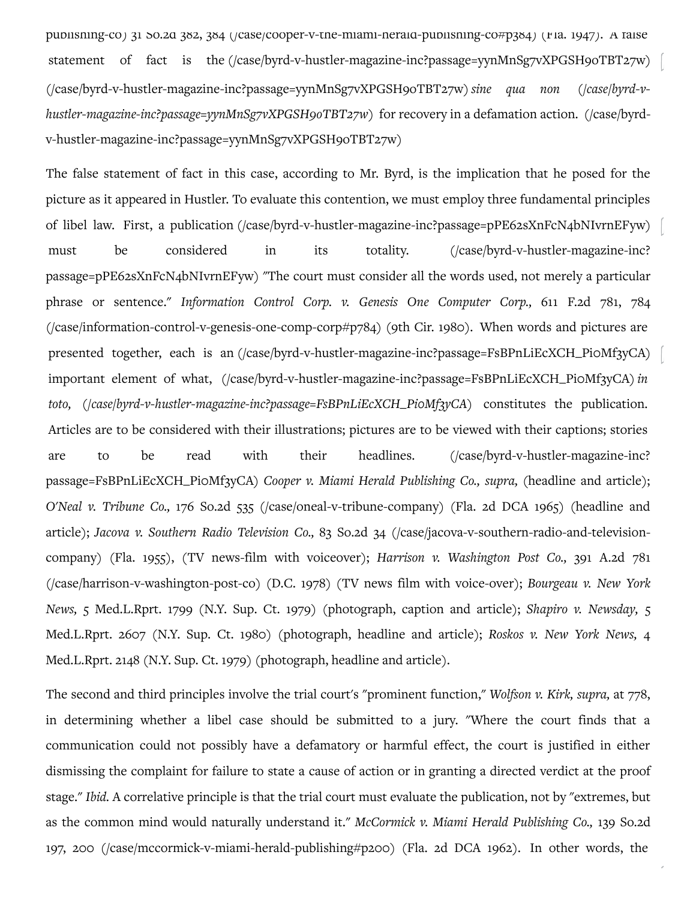publishing-co) 31 So.2d 382, 384 (/case/cooper-v-the-miami-herald-publishing-co#p384) (Fla. 1947). A false statement of fact is the (/case/byrd-v-hustler-magazine-inc?passage=yynMnSg7vXPGSH90TBT27w) (/case/byrd-v-hustler-magazine-inc?passage=yynMnSg7vXPGSH90TBT27w) *sine qua non (/case/byrd-v-hustler-magazine-inc?passage=yynMnSg7vXPGSH90TBT27w)* for recovery in a defamation action. (/case/byrd-v-hustler-magazine-inc?passage=yynMnSg7vXPGSH90TBT27w)

The false statement of fact in this case, according to Mr. Byrd, is the implication that he posed for the picture as it appeared in Hustler. To evaluate this contention, we must employ three fundamental principles of libel law. First, a publication (/case/byrd-v-hustler-magazine-inc?passage=pPE62sXnFcN4bNIvrnEFyw) must be considered in its totality. (/case/byrd-v-hustler-magazine-inc?passage=pPE62sXnFcN4bNIvrnEFyw) "The court must consider all the words used, not merely a particular phrase or sentence." *Information Control Corp. v. Genesis One Computer Corp.,* 611 F.2d 781, 784 (/case/information-control-v-genesis-one-comp-corp#p784) (9th Cir. 1980). When words and pictures are presented together, each is an (/case/byrd-v-hustler-magazine-inc?passage=FsBPnLiEcXCH_PiOMf3yCA) important element of what, (/case/byrd-v-hustler-magazine-inc?passage=FsBPnLiEcXCH_PiOMf3yCA) *in toto, (/case/byrd-v-hustler-magazine-inc?passage=FsBPnLiEcXCH_PiOMf3yCA)* constitutes the publication. Articles are to be considered with their illustrations; pictures are to be viewed with their captions; stories are to be read with their headlines. (/case/byrd-v-hustler-magazine-inc?passage=FsBPnLiEcXCH_PiOMf3yCA) *Cooper v. Miami Herald Publishing Co., supra,* (headline and article); *O'Neal v. Tribune Co.,* 176 So.2d 535 (/case/oneal-v-tribune-company) (Fla. 2d DCA 1965) (headline and article); *Jacova v. Southern Radio Television Co.,* 83 So.2d 34 (/case/jacova-v-southern-radio-and-television-company) (Fla. 1955), (TV news-film with voiceover); *Harrison v. Washington Post Co.,* 391 A.2d 781 (/case/harrison-v-washington-post-co) (D.C. 1978) (TV news film with voice-over); *Bourgeau v. New York News,* 5 Med.L.Rprt. 1799 (N.Y. Sup. Ct. 1979) (photograph, caption and article); *Shapiro v. Newsday,* 5 Med.L.Rprt. 2607 (N.Y. Sup. Ct. 1980) (photograph, headline and article); *Roskos v. New York News,* 4 Med.L.Rprt. 2148 (N.Y. Sup. Ct. 1979) (photograph, headline and article).

The second and third principles involve the trial court's "prominent function," *Wolfson v. Kirk, supra,* at 778, in determining whether a libel case should be submitted to a jury. "Where the court finds that a communication could not possibly have a defamatory or harmful effect, the court is justified in either dismissing the complaint for failure to state a cause of action or in granting a directed verdict at the proof stage." *Ibid.* A correlative principle is that the trial court must evaluate the publication, not by "extremes, but as the common mind would naturally understand it." *McCormick v. Miami Herald Publishing Co.,* 139 So.2d 197, 200 (/case/mccormick-v-miami-herald-publishing#p200) (Fla. 2d DCA 1962). In other words, the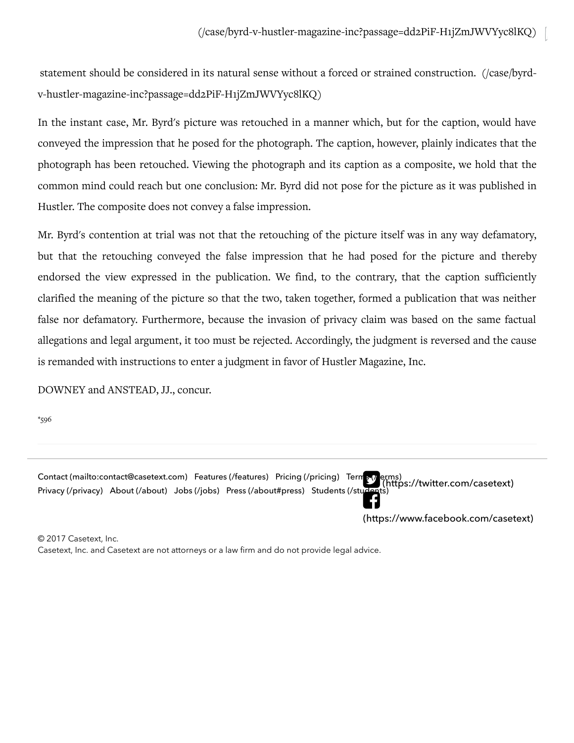statement should be considered in its natural sense without a forced or strained construction. (/case/byrd-v-hustler-magazine-inc?passage=dd2PiF-H1jZmJWVYyc8lKQ)

In the instant case, Mr. Byrd's picture was retouched in a manner which, but for the caption, would have conveyed the impression that he posed for the photograph. The caption, however, plainly indicates that the photograph has been retouched. Viewing the photograph and its caption as a composite, we hold that the common mind could reach but one conclusion: Mr. Byrd did not pose for the picture as it was published in Hustler. The composite does not convey a false impression.

Mr. Byrd's contention at trial was not that the retouching of the picture itself was in any way defamatory, but that the retouching conveyed the false impression that he had posed for the picture and thereby endorsed the view expressed in the publication. We find, to the contrary, that the caption sufficiently clarified the meaning of the picture so that the two, taken together, formed a publication that was neither false nor defamatory. Furthermore, because the invasion of privacy claim was based on the same factual allegations and legal argument, it too must be rejected. Accordingly, the judgment is reversed and the cause is remanded with instructions to enter a judgment in favor of Hustler Magazine, Inc.

DOWNEY and ANSTEAD, JJ., concur.

*596